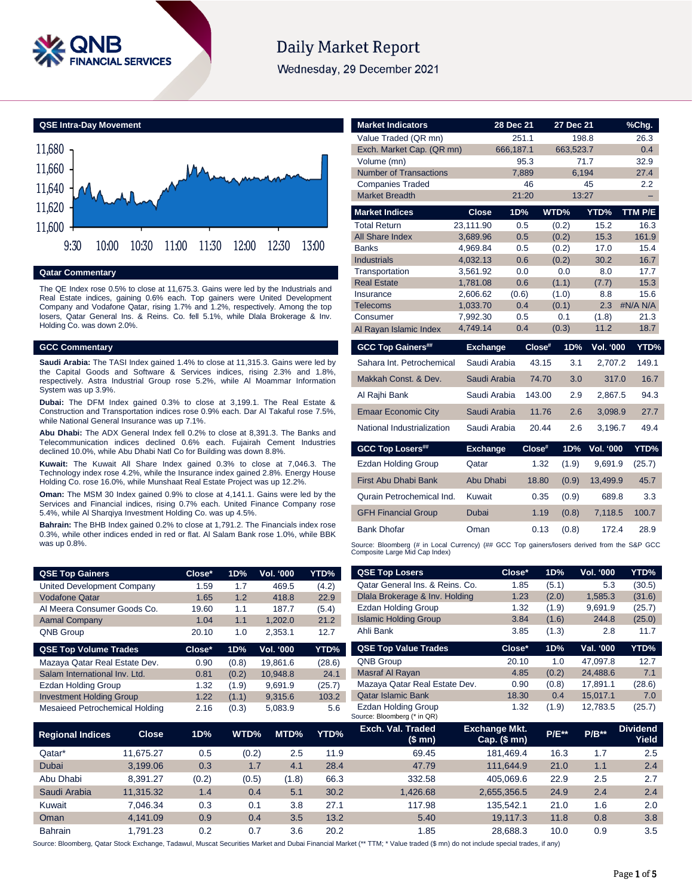# Daily Market Report

Wednesday, 29 December 2021

## QSE Intra-Day Movement

## Qatar Commentary

The QE Index rose 0.5% to close at 11,675.3. Gains were led by the Industrials and Real Estate indices, gaining 0.6% each. Top gainers were United Development Company and Vodafone Qatar, rising 1.7% and 1.2%, respectively. Among the top losers, Qatar General Ins. & Reins. Co. fell 5.1%, while Dlala Brokerage & Inv. Holding Co. was down 2.0%.

## GCC Commentary

**Saudi Arabia:** The TASI Index gained 1.4% to close at 11,315.3. Gains were led by the Capital Goods and Software & Services indices, rising 2.3% and 1.8%, respectively. Astra Industrial Group rose 5.2%, while Al Moammar Information System was up 3.9%.

**Dubai:** The DFM Index gained 0.3% to close at 3,199.1. The Real Estate & Construction and Transportation indices rose 0.9% each. Dar Al Takaful rose 7.5%, while National General Insurance was up 7.1%.

**Abu Dhabi:** The ADX General Index fell 0.2% to close at 8,391.3. The Banks and Telecommunication indices declined 0.6% each. Fujairah Cement Industries declined 10.0%, while Abu Dhabi Natl Co for Building was down 8.8%.

**Kuwait:** The Kuwait All Share Index gained 0.3% to close at 7,046.3. The Technology index rose 4.2%, while the Insurance index gained 2.8%. Energy House Holding Co. rose 16.0%, while Munshaat Real Estate Project was up 12.2%.

**Oman:** The MSM 30 Index gained 0.9% to close at 4,141.1. Gains were led by the Services and Financial indices, rising 0.7% each. United Finance Company rose 5.4%, while Al Sharqiya Investment Holding Co. was up 4.5%.

**Bahrain:** The BHB Index gained 0.2% to close at 1,791.2. The Financials index rose 0.3%, while other indices ended in red or flat. Al Salam Bank rose 1.0%, while BBK was up 0.8%.

| Market Indicators | 28 Dec 21 | 27 Dec 21 | %Chg. |
|---|---|---|---|
| Value Traded (QR mn) | 251.1 | 198.8 | 26.3 |
| Exch. Market Cap. (QR mn) | 666,187.1 | 663,523.7 | 0.4 |
| Volume (mn) | 95.3 | 71.7 | 32.9 |
| Number of Transactions | 7,889 | 6,194 | 27.4 |
| Companies Traded | 46 | 45 | 2.2 |
| Market Breadth | 21:20 | 13:27 | – |

| Market Indices | Close | 1D% | WTD% | YTD% | TTM P/E |
|---|---|---|---|---|---|
| Total Return | 23,111.90 | 0.5 | (0.2) | 15.2 | 16.3 |
| All Share Index | 3,689.96 | 0.5 | (0.2) | 15.3 | 161.9 |
| Banks | 4,969.84 | 0.5 | (0.2) | 17.0 | 15.4 |
| Industrials | 4,032.13 | 0.6 | (0.2) | 30.2 | 16.7 |
| Transportation | 3,561.92 | 0.0 | 0.0 | 8.0 | 17.7 |
| Real Estate | 1,781.08 | 0.6 | (1.1) | (7.7) | 15.3 |
| Insurance | 2,606.62 | (0.6) | (1.0) | 8.8 | 15.6 |
| Telecoms | 1,033.70 | 0.4 | (0.1) | 2.3 | #N/A N/A |
| Consumer | 7,992.30 | 0.5 | 0.1 | (1.8) | 21.3 |
| Al Rayan Islamic Index | 4,749.14 | 0.4 | (0.3) | 11.2 | 18.7 |

| GCC Top Gainers## | Exchange | Close# | 1D% | Vol. '000 | YTD% |
|---|---|---|---|---|---|
| Sahara Int. Petrochemical | Saudi Arabia | 43.15 | 3.1 | 2,707.2 | 149.1 |
| Makkah Const. & Dev. | Saudi Arabia | 74.70 | 3.0 | 317.0 | 16.7 |
| Al Rajhi Bank | Saudi Arabia | 143.00 | 2.9 | 2,867.5 | 94.3 |
| Emaar Economic City | Saudi Arabia | 11.76 | 2.6 | 3,098.9 | 27.7 |
| National Industrialization | Saudi Arabia | 20.44 | 2.6 | 3,196.7 | 49.4 |

| GCC Top Losers## | Exchange | Close# | 1D% | Vol. '000 | YTD% |
|---|---|---|---|---|---|
| Ezdan Holding Group | Qatar | 1.32 | (1.9) | 9,691.9 | (25.7) |
| First Abu Dhabi Bank | Abu Dhabi | 18.80 | (0.9) | 13,499.9 | 45.7 |
| Qurain Petrochemical Ind. | Kuwait | 0.35 | (0.9) | 689.8 | 3.3 |
| GFH Financial Group | Dubai | 1.19 | (0.8) | 7,118.5 | 100.7 |
| Bank Dhofar | Oman | 0.13 | (0.8) | 172.4 | 28.9 |

Source: Bloomberg (# in Local Currency) (## GCC Top gainers/losers derived from the S&P GCC Composite Large Mid Cap Index)

| QSE Top Gainers | Close* | 1D% | Vol. '000 | YTD% |
|---|---|---|---|---|
| United Development Company | 1.59 | 1.7 | 469.5 | (4.2) |
| Vodafone Qatar | 1.65 | 1.2 | 418.8 | 22.9 |
| Al Meera Consumer Goods Co. | 19.60 | 1.1 | 187.7 | (5.4) |
| Aamal Company | 1.04 | 1.1 | 1,202.0 | 21.2 |
| QNB Group | 20.10 | 1.0 | 2,353.1 | 12.7 |

| QSE Top Losers | Close* | 1D% | Vol. '000 | YTD% |
|---|---|---|---|---|
| Qatar General Ins. & Reins. Co. | 1.85 | (5.1) | 5.3 | (30.5) |
| Dlala Brokerage & Inv. Holding | 1.23 | (2.0) | 1,585.3 | (31.6) |
| Ezdan Holding Group | 1.32 | (1.9) | 9,691.9 | (25.7) |
| Islamic Holding Group | 3.84 | (1.6) | 244.8 | (25.0) |
| Ahli Bank | 3.85 | (1.3) | 2.8 | 11.7 |

| QSE Top Volume Trades | Close* | 1D% | Vol. '000 | YTD% |
|---|---|---|---|---|
| Mazaya Qatar Real Estate Dev. | 0.90 | (0.8) | 19,861.6 | (28.6) |
| Salam International Inv. Ltd. | 0.81 | (0.2) | 10,948.8 | 24.1 |
| Ezdan Holding Group | 1.32 | (1.9) | 9,691.9 | (25.7) |
| Investment Holding Group | 1.22 | (1.1) | 9,315.6 | 103.2 |
| Mesaieed Petrochemical Holding | 2.16 | (0.3) | 5,083.9 | 5.6 |

| QSE Top Value Trades | Close* | 1D% | Val. '000 | YTD% |
|---|---|---|---|---|
| QNB Group | 20.10 | 1.0 | 47,097.8 | 12.7 |
| Masraf Al Rayan | 4.85 | (0.2) | 24,488.6 | 7.1 |
| Mazaya Qatar Real Estate Dev. | 0.90 | (0.8) | 17,891.1 | (28.6) |
| Qatar Islamic Bank | 18.30 | 0.4 | 15,017.1 | 7.0 |
| Ezdan Holding Group | 1.32 | (1.9) | 12,783.5 | (25.7) |

Source: Bloomberg (* in QR)

| Regional Indices | Close | 1D% | WTD% | MTD% | YTD% | Exch. Val. Traded ($ mn) | Exchange Mkt. Cap. ($ mn) | P/E** | P/B** | Dividend Yield |
|---|---|---|---|---|---|---|---|---|---|---|
| Qatar* | 11,675.27 | 0.5 | (0.2) | 2.5 | 11.9 | 69.45 | 181,469.4 | 16.3 | 1.7 | 2.5 |
| Dubai | 3,199.06 | 0.3 | 1.7 | 4.1 | 28.4 | 47.79 | 111,644.9 | 21.0 | 1.1 | 2.4 |
| Abu Dhabi | 8,391.27 | (0.2) | (0.5) | (1.8) | 66.3 | 332.58 | 405,069.6 | 22.9 | 2.5 | 2.7 |
| Saudi Arabia | 11,315.32 | 1.4 | 0.4 | 5.1 | 30.2 | 1,426.68 | 2,655,356.5 | 24.9 | 2.4 | 2.4 |
| Kuwait | 7,046.34 | 0.3 | 0.1 | 3.8 | 27.1 | 117.98 | 135,542.1 | 21.0 | 1.6 | 2.0 |
| Oman | 4,141.09 | 0.9 | 0.4 | 3.5 | 13.2 | 5.40 | 19,117.3 | 11.8 | 0.8 | 3.8 |
| Bahrain | 1,791.23 | 0.2 | 0.7 | 3.6 | 20.2 | 1.85 | 28,688.3 | 10.0 | 0.9 | 3.5 |

Source: Bloomberg, Qatar Stock Exchange, Tadawul, Muscat Securities Market and Dubai Financial Market (** TTM; * Value traded ($ mn) do not include special trades, if any)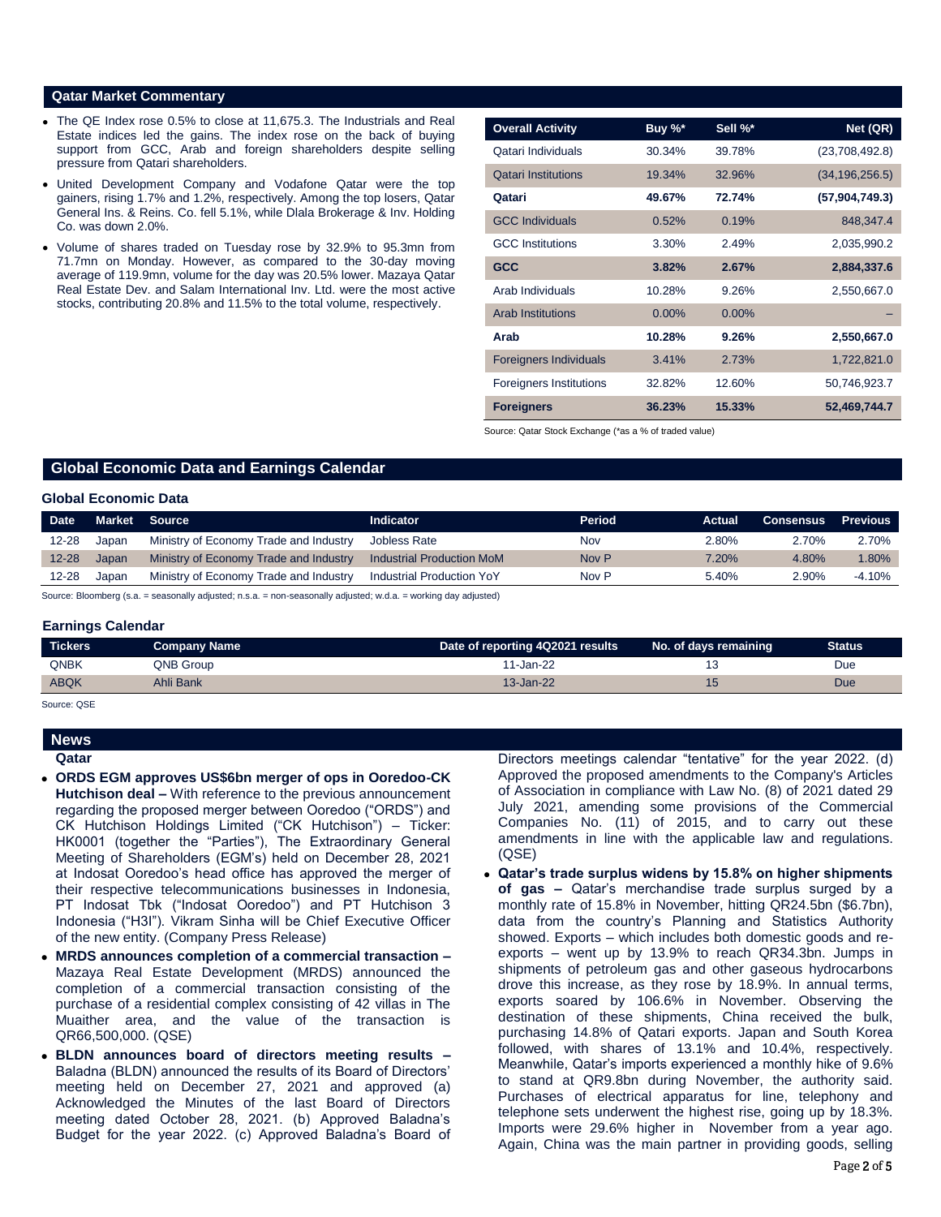## Qatar Market Commentary

- The QE Index rose 0.5% to close at 11,675.3. The Industrials and Real Estate indices led the gains. The index rose on the back of buying support from GCC, Arab and foreign shareholders despite selling pressure from Qatari shareholders.
- United Development Company and Vodafone Qatar were the top gainers, rising 1.7% and 1.2%, respectively. Among the top losers, Qatar General Ins. & Reins. Co. fell 5.1%, while Dlala Brokerage & Inv. Holding Co. was down 2.0%.
- Volume of shares traded on Tuesday rose by 32.9% to 95.3mn from 71.7mn on Monday. However, as compared to the 30-day moving average of 119.9mn, volume for the day was 20.5% lower. Mazaya Qatar Real Estate Dev. and Salam International Inv. Ltd. were the most active stocks, contributing 20.8% and 11.5% to the total volume, respectively.

| Overall Activity | Buy %* | Sell %* | Net (QR) |
|---|---|---|---|
| Qatari Individuals | 30.34% | 39.78% | (23,708,492.8) |
| Qatari Institutions | 19.34% | 32.96% | (34,196,256.5) |
| **Qatari** | **49.67%** | **72.74%** | **(57,904,749.3)** |
| GCC Individuals | 0.52% | 0.19% | 848,347.4 |
| GCC Institutions | 3.30% | 2.49% | 2,035,990.2 |
| **GCC** | **3.82%** | **2.67%** | **2,884,337.6** |
| Arab Individuals | 10.28% | 9.26% | 2,550,667.0 |
| Arab Institutions | 0.00% | 0.00% | – |
| **Arab** | **10.28%** | **9.26%** | **2,550,667.0** |
| Foreigners Individuals | 3.41% | 2.73% | 1,722,821.0 |
| Foreigners Institutions | 32.82% | 12.60% | 50,746,923.7 |
| **Foreigners** | **36.23%** | **15.33%** | **52,469,744.7** |

Source: Qatar Stock Exchange (*as a % of traded value)

## Global Economic Data and Earnings Calendar

### Global Economic Data

| Date | Market | Source | Indicator | Period | Actual | Consensus | Previous |
|---|---|---|---|---|---|---|---|
| 12-28 | Japan | Ministry of Economy Trade and Industry | Jobless Rate | Nov | 2.80% | 2.70% | 2.70% |
| 12-28 | Japan | Ministry of Economy Trade and Industry | Industrial Production MoM | Nov P | 7.20% | 4.80% | 1.80% |
| 12-28 | Japan | Ministry of Economy Trade and Industry | Industrial Production YoY | Nov P | 5.40% | 2.90% | -4.10% |

Source: Bloomberg (s.a. = seasonally adjusted; n.s.a. = non-seasonally adjusted; w.d.a. = working day adjusted)

### Earnings Calendar

| Tickers | Company Name | Date of reporting 4Q2021 results | No. of days remaining | Status |
|---|---|---|---|---|
| QNBK | QNB Group | 11-Jan-22 | 13 | Due |
| ABQK | Ahli Bank | 13-Jan-22 | 15 | Due |

Source: QSE

## News

### Qatar

- **ORDS EGM approves US$6bn merger of ops in Ooredoo-CK Hutchison deal –** With reference to the previous announcement regarding the proposed merger between Ooredoo ("ORDS") and CK Hutchison Holdings Limited ("CK Hutchison") – Ticker: HK0001 (together the "Parties"), The Extraordinary General Meeting of Shareholders (EGM's) held on December 28, 2021 at Indosat Ooredoo's head office has approved the merger of their respective telecommunications businesses in Indonesia, PT Indosat Tbk ("Indosat Ooredoo") and PT Hutchison 3 Indonesia ("H3I"). Vikram Sinha will be Chief Executive Officer of the new entity. (Company Press Release)
- **MRDS announces completion of a commercial transaction –** Mazaya Real Estate Development (MRDS) announced the completion of a commercial transaction consisting of the purchase of a residential complex consisting of 42 villas in The Muaither area, and the value of the transaction is QR66,500,000. (QSE)
- **BLDN announces board of directors meeting results –** Baladna (BLDN) announced the results of its Board of Directors' meeting held on December 27, 2021 and approved (a) Acknowledged the Minutes of the last Board of Directors meeting dated October 28, 2021. (b) Approved Baladna's Budget for the year 2022. (c) Approved Baladna's Board of Directors meetings calendar "tentative" for the year 2022. (d) Approved the proposed amendments to the Company's Articles of Association in compliance with Law No. (8) of 2021 dated 29 July 2021, amending some provisions of the Commercial Companies No. (11) of 2015, and to carry out these amendments in line with the applicable law and regulations. (QSE)
- **Qatar's trade surplus widens by 15.8% on higher shipments of gas –** Qatar's merchandise trade surplus surged by a monthly rate of 15.8% in November, hitting QR24.5bn ($6.7bn), data from the country's Planning and Statistics Authority showed. Exports – which includes both domestic goods and re-exports – went up by 13.9% to reach QR34.3bn. Jumps in shipments of petroleum gas and other gaseous hydrocarbons drove this increase, as they rose by 18.9%. In annual terms, exports soared by 106.6% in November. Observing the destination of these shipments, China received the bulk, purchasing 14.8% of Qatari exports. Japan and South Korea followed, with shares of 13.1% and 10.4%, respectively. Meanwhile, Qatar's imports experienced a monthly hike of 9.6% to stand at QR9.8bn during November, the authority said. Purchases of electrical apparatus for line, telephony and telephone sets underwent the highest rise, going up by 18.3%. Imports were 29.6% higher in November from a year ago. Again, China was the main partner in providing goods, selling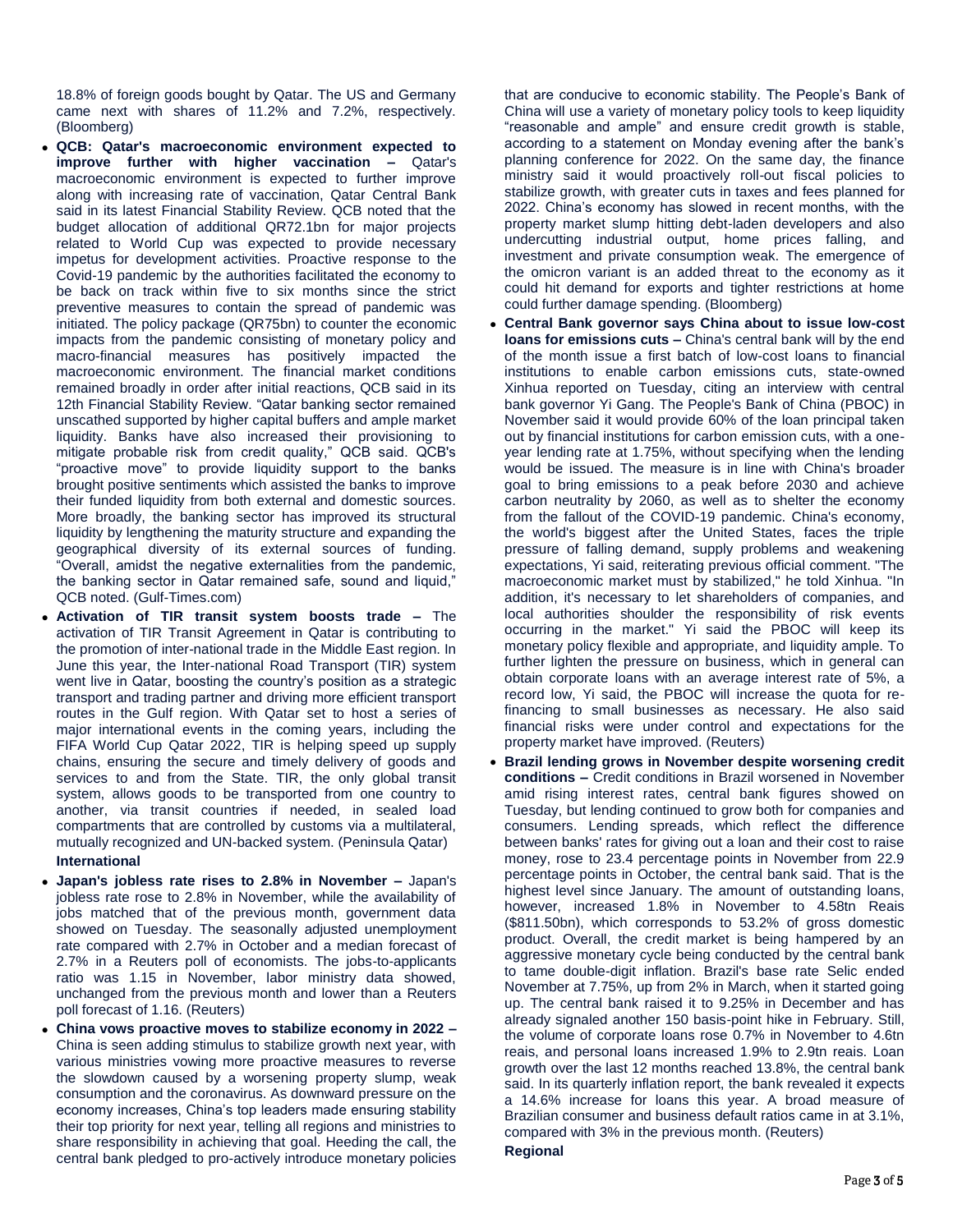18.8% of foreign goods bought by Qatar. The US and Germany came next with shares of 11.2% and 7.2%, respectively. (Bloomberg)

- **QCB: Qatar's macroeconomic environment expected to improve further with higher vaccination –** Qatar's macroeconomic environment is expected to further improve along with increasing rate of vaccination, Qatar Central Bank said in its latest Financial Stability Review. QCB noted that the budget allocation of additional QR72.1bn for major projects related to World Cup was expected to provide necessary impetus for development activities. Proactive response to the Covid-19 pandemic by the authorities facilitated the economy to be back on track within five to six months since the strict preventive measures to contain the spread of pandemic was initiated. The policy package (QR75bn) to counter the economic impacts from the pandemic consisting of monetary policy and macro-financial measures has positively impacted the macroeconomic environment. The financial market conditions remained broadly in order after initial reactions, QCB said in its 12th Financial Stability Review. "Qatar banking sector remained unscathed supported by higher capital buffers and ample market liquidity. Banks have also increased their provisioning to mitigate probable risk from credit quality," QCB said. QCB's "proactive move" to provide liquidity support to the banks brought positive sentiments which assisted the banks to improve their funded liquidity from both external and domestic sources. More broadly, the banking sector has improved its structural liquidity by lengthening the maturity structure and expanding the geographical diversity of its external sources of funding. "Overall, amidst the negative externalities from the pandemic, the banking sector in Qatar remained safe, sound and liquid," QCB noted. (Gulf-Times.com)
- **Activation of TIR transit system boosts trade –** The activation of TIR Transit Agreement in Qatar is contributing to the promotion of inter-national trade in the Middle East region. In June this year, the Inter-national Road Transport (TIR) system went live in Qatar, boosting the country's position as a strategic transport and trading partner and driving more efficient transport routes in the Gulf region. With Qatar set to host a series of major international events in the coming years, including the FIFA World Cup Qatar 2022, TIR is helping speed up supply chains, ensuring the secure and timely delivery of goods and services to and from the State. TIR, the only global transit system, allows goods to be transported from one country to another, via transit countries if needed, in sealed load compartments that are controlled by customs via a multilateral, mutually recognized and UN-backed system. (Peninsula Qatar)

**International**

- **Japan's jobless rate rises to 2.8% in November –** Japan's jobless rate rose to 2.8% in November, while the availability of jobs matched that of the previous month, government data showed on Tuesday. The seasonally adjusted unemployment rate compared with 2.7% in October and a median forecast of 2.7% in a Reuters poll of economists. The jobs-to-applicants ratio was 1.15 in November, labor ministry data showed, unchanged from the previous month and lower than a Reuters poll forecast of 1.16. (Reuters)
- **China vows proactive moves to stabilize economy in 2022 –** China is seen adding stimulus to stabilize growth next year, with various ministries vowing more proactive measures to reverse the slowdown caused by a worsening property slump, weak consumption and the coronavirus. As downward pressure on the economy increases, China's top leaders made ensuring stability their top priority for next year, telling all regions and ministries to share responsibility in achieving that goal. Heeding the call, the central bank pledged to pro-actively introduce monetary policies that are conducive to economic stability. The People's Bank of China will use a variety of monetary policy tools to keep liquidity "reasonable and ample" and ensure credit growth is stable, according to a statement on Monday evening after the bank's planning conference for 2022. On the same day, the finance ministry said it would proactively roll-out fiscal policies to stabilize growth, with greater cuts in taxes and fees planned for 2022. China's economy has slowed in recent months, with the property market slump hitting debt-laden developers and also undercutting industrial output, home prices falling, and investment and private consumption weak. The emergence of the omicron variant is an added threat to the economy as it could hit demand for exports and tighter restrictions at home could further damage spending. (Bloomberg)
- **Central Bank governor says China about to issue low-cost loans for emissions cuts –** China's central bank will by the end of the month issue a first batch of low-cost loans to financial institutions to enable carbon emissions cuts, state-owned Xinhua reported on Tuesday, citing an interview with central bank governor Yi Gang. The People's Bank of China (PBOC) in November said it would provide 60% of the loan principal taken out by financial institutions for carbon emission cuts, with a one-year lending rate at 1.75%, without specifying when the lending would be issued. The measure is in line with China's broader goal to bring emissions to a peak before 2030 and achieve carbon neutrality by 2060, as well as to shelter the economy from the fallout of the COVID-19 pandemic. China's economy, the world's biggest after the United States, faces the triple pressure of falling demand, supply problems and weakening expectations, Yi said, reiterating previous official comment. "The macroeconomic market must by stabilized," he told Xinhua. "In addition, it's necessary to let shareholders of companies, and local authorities shoulder the responsibility of risk events occurring in the market." Yi said the PBOC will keep its monetary policy flexible and appropriate, and liquidity ample. To further lighten the pressure on business, which in general can obtain corporate loans with an average interest rate of 5%, a record low, Yi said, the PBOC will increase the quota for re-financing to small businesses as necessary. He also said financial risks were under control and expectations for the property market have improved. (Reuters)
- **Brazil lending grows in November despite worsening credit conditions –** Credit conditions in Brazil worsened in November amid rising interest rates, central bank figures showed on Tuesday, but lending continued to grow both for companies and consumers. Lending spreads, which reflect the difference between banks' rates for giving out a loan and their cost to raise money, rose to 23.4 percentage points in November from 22.9 percentage points in October, the central bank said. That is the highest level since January. The amount of outstanding loans, however, increased 1.8% in November to 4.58tn Reais ($811.50bn), which corresponds to 53.2% of gross domestic product. Overall, the credit market is being hampered by an aggressive monetary cycle being conducted by the central bank to tame double-digit inflation. Brazil's base rate Selic ended November at 7.75%, up from 2% in March, when it started going up. The central bank raised it to 9.25% in December and has already signaled another 150 basis-point hike in February. Still, the volume of corporate loans rose 0.7% in November to 4.6tn reais, and personal loans increased 1.9% to 2.9tn reais. Loan growth over the last 12 months reached 13.8%, the central bank said. In its quarterly inflation report, the bank revealed it expects a 14.6% increase for loans this year. A broad measure of Brazilian consumer and business default ratios came in at 3.1%, compared with 3% in the previous month. (Reuters)

**Regional**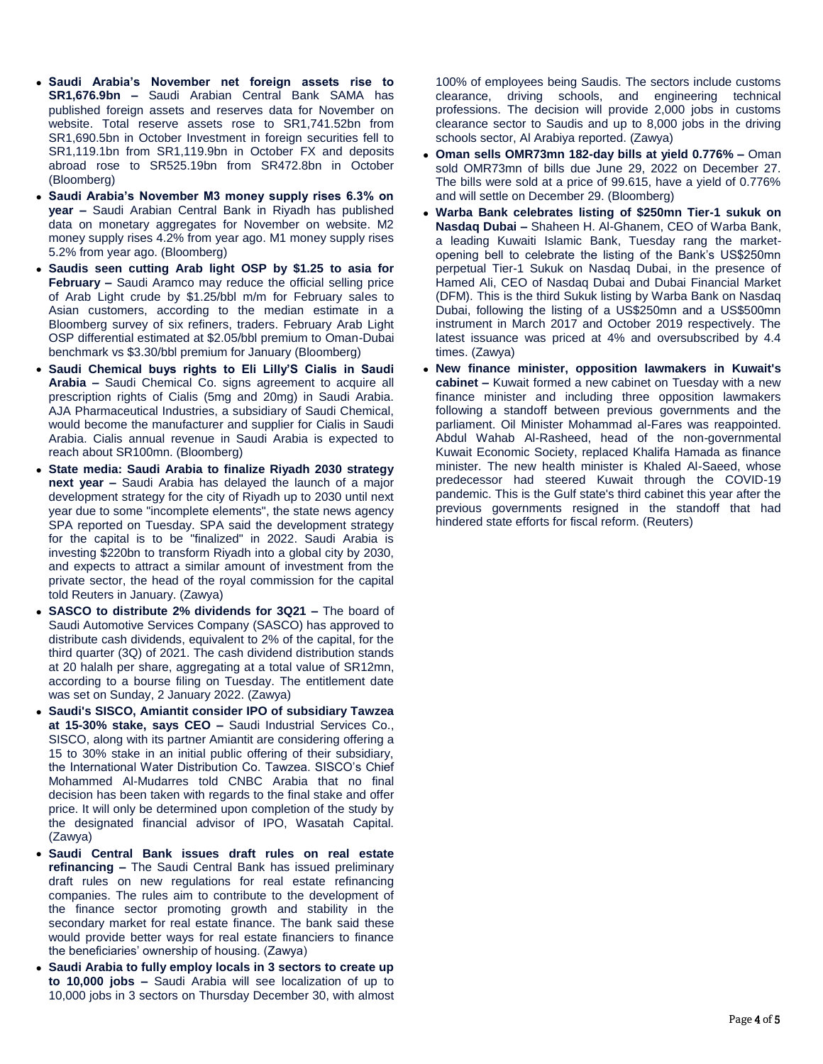- **Saudi Arabia's November net foreign assets rise to SR1,676.9bn –** Saudi Arabian Central Bank SAMA has published foreign assets and reserves data for November on website. Total reserve assets rose to SR1,741.52bn from SR1,690.5bn in October Investment in foreign securities fell to SR1,119.1bn from SR1,119.9bn in October FX and deposits abroad rose to SR525.19bn from SR472.8bn in October (Bloomberg)
- **Saudi Arabia's November M3 money supply rises 6.3% on year –** Saudi Arabian Central Bank in Riyadh has published data on monetary aggregates for November on website. M2 money supply rises 4.2% from year ago. M1 money supply rises 5.2% from year ago. (Bloomberg)
- **Saudis seen cutting Arab light OSP by $1.25 to asia for February –** Saudi Aramco may reduce the official selling price of Arab Light crude by $1.25/bbl m/m for February sales to Asian customers, according to the median estimate in a Bloomberg survey of six refiners, traders. February Arab Light OSP differential estimated at $2.05/bbl premium to Oman-Dubai benchmark vs $3.30/bbl premium for January (Bloomberg)
- **Saudi Chemical buys rights to Eli Lilly'S Cialis in Saudi Arabia –** Saudi Chemical Co. signs agreement to acquire all prescription rights of Cialis (5mg and 20mg) in Saudi Arabia. AJA Pharmaceutical Industries, a subsidiary of Saudi Chemical, would become the manufacturer and supplier for Cialis in Saudi Arabia. Cialis annual revenue in Saudi Arabia is expected to reach about SR100mn. (Bloomberg)
- **State media: Saudi Arabia to finalize Riyadh 2030 strategy next year –** Saudi Arabia has delayed the launch of a major development strategy for the city of Riyadh up to 2030 until next year due to some "incomplete elements", the state news agency SPA reported on Tuesday. SPA said the development strategy for the capital is to be "finalized" in 2022. Saudi Arabia is investing $220bn to transform Riyadh into a global city by 2030, and expects to attract a similar amount of investment from the private sector, the head of the royal commission for the capital told Reuters in January. (Zawya)
- **SASCO to distribute 2% dividends for 3Q21 –** The board of Saudi Automotive Services Company (SASCO) has approved to distribute cash dividends, equivalent to 2% of the capital, for the third quarter (3Q) of 2021. The cash dividend distribution stands at 20 halalh per share, aggregating at a total value of SR12mn, according to a bourse filing on Tuesday. The entitlement date was set on Sunday, 2 January 2022. (Zawya)
- **Saudi's SISCO, Amiantit consider IPO of subsidiary Tawzea at 15-30% stake, says CEO –** Saudi Industrial Services Co., SISCO, along with its partner Amiantit are considering offering a 15 to 30% stake in an initial public offering of their subsidiary, the International Water Distribution Co. Tawzea. SISCO's Chief Mohammed Al-Mudarres told CNBC Arabia that no final decision has been taken with regards to the final stake and offer price. It will only be determined upon completion of the study by the designated financial advisor of IPO, Wasatah Capital. (Zawya)
- **Saudi Central Bank issues draft rules on real estate refinancing –** The Saudi Central Bank has issued preliminary draft rules on new regulations for real estate refinancing companies. The rules aim to contribute to the development of the finance sector promoting growth and stability in the secondary market for real estate finance. The bank said these would provide better ways for real estate financiers to finance the beneficiaries' ownership of housing. (Zawya)
- **Saudi Arabia to fully employ locals in 3 sectors to create up to 10,000 jobs –** Saudi Arabia will see localization of up to 10,000 jobs in 3 sectors on Thursday December 30, with almost 100% of employees being Saudis. The sectors include customs clearance, driving schools, and engineering technical professions. The decision will provide 2,000 jobs in customs clearance sector to Saudis and up to 8,000 jobs in the driving schools sector, Al Arabiya reported. (Zawya)
- **Oman sells OMR73mn 182-day bills at yield 0.776% –** Oman sold OMR73mn of bills due June 29, 2022 on December 27. The bills were sold at a price of 99.615, have a yield of 0.776% and will settle on December 29. (Bloomberg)
- **Warba Bank celebrates listing of $250mn Tier-1 sukuk on Nasdaq Dubai –** Shaheen H. Al-Ghanem, CEO of Warba Bank, a leading Kuwaiti Islamic Bank, Tuesday rang the market-opening bell to celebrate the listing of the Bank's US$250mn perpetual Tier-1 Sukuk on Nasdaq Dubai, in the presence of Hamed Ali, CEO of Nasdaq Dubai and Dubai Financial Market (DFM). This is the third Sukuk listing by Warba Bank on Nasdaq Dubai, following the listing of a US$250mn and a US$500mn instrument in March 2017 and October 2019 respectively. The latest issuance was priced at 4% and oversubscribed by 4.4 times. (Zawya)
- **New finance minister, opposition lawmakers in Kuwait's cabinet –** Kuwait formed a new cabinet on Tuesday with a new finance minister and including three opposition lawmakers following a standoff between previous governments and the parliament. Oil Minister Mohammad al-Fares was reappointed. Abdul Wahab Al-Rasheed, head of the non-governmental Kuwait Economic Society, replaced Khalifa Hamada as finance minister. The new health minister is Khaled Al-Saeed, whose predecessor had steered Kuwait through the COVID-19 pandemic. This is the Gulf state's third cabinet this year after the previous governments resigned in the standoff that had hindered state efforts for fiscal reform. (Reuters)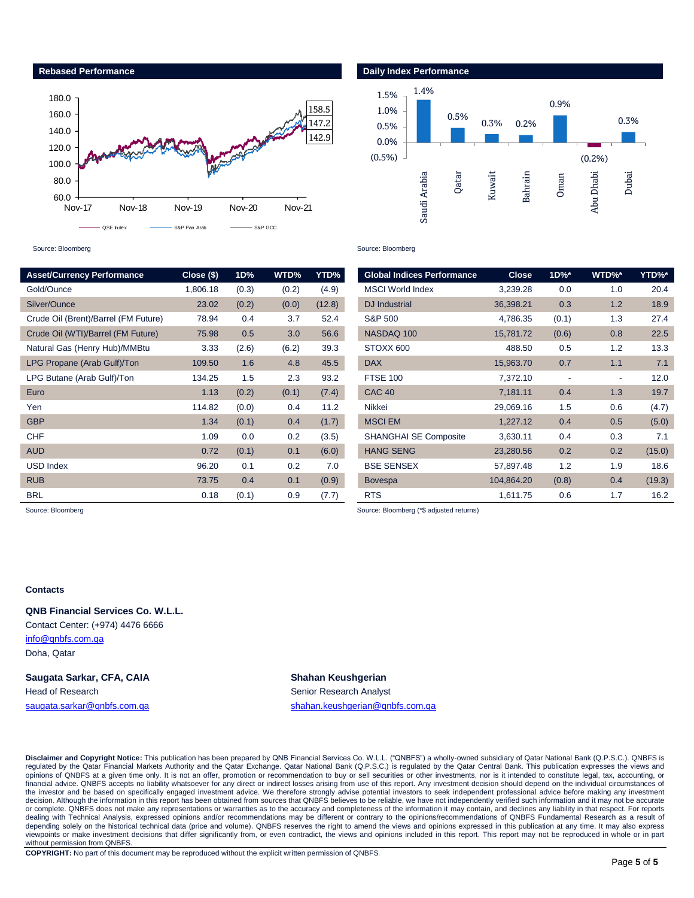**Rebased Performance**

180.0
160.0
140.0
120.0
100.0
80.0
60.0
Nov-17
Nov-18
Nov-19
Nov-20
Nov-21
158.5
147.2
142.9
QSE Index
S&P Pan Arab
S&P GCC

Source: Bloomberg

**Daily Index Performance**

1.5%
1.0%
0.5%
0.0%
(0.5%)
1.4%
0.5%
0.3%
0.2%
0.9%
(0.2%)
0.3%
Saudi Arabia
Qatar
Kuwait
Bahrain
Oman
Abu Dhabi
Dubai

Source: Bloomberg

| Asset/Currency Performance | Close ($) | 1D% | WTD% | YTD% |
|---|---|---|---|---|
| Gold/Ounce | 1,806.18 | (0.3) | (0.2) | (4.9) |
| Silver/Ounce | 23.02 | (0.2) | (0.0) | (12.8) |
| Crude Oil (Brent)/Barrel (FM Future) | 78.94 | 0.4 | 3.7 | 52.4 |
| Crude Oil (WTI)/Barrel (FM Future) | 75.98 | 0.5 | 3.0 | 56.6 |
| Natural Gas (Henry Hub)/MMBtu | 3.33 | (2.6) | (6.2) | 39.3 |
| LPG Propane (Arab Gulf)/Ton | 109.50 | 1.6 | 4.8 | 45.5 |
| LPG Butane (Arab Gulf)/Ton | 134.25 | 1.5 | 2.3 | 93.2 |
| Euro | 1.13 | (0.2) | (0.1) | (7.4) |
| Yen | 114.82 | (0.0) | 0.4 | 11.2 |
| GBP | 1.34 | (0.1) | 0.4 | (1.7) |
| CHF | 1.09 | 0.0 | 0.2 | (3.5) |
| AUD | 0.72 | (0.1) | 0.1 | (6.0) |
| USD Index | 96.20 | 0.1 | 0.2 | 7.0 |
| RUB | 73.75 | 0.4 | 0.1 | (0.9) |
| BRL | 0.18 | (0.1) | 0.9 | (7.7) |

Source: Bloomberg

| Global Indices Performance | Close | 1D%* | WTD%* | YTD%* |
|---|---|---|---|---|
| MSCI World Index | 3,239.28 | 0.0 | 1.0 | 20.4 |
| DJ Industrial | 36,398.21 | 0.3 | 1.2 | 18.9 |
| S&P 500 | 4,786.35 | (0.1) | 1.3 | 27.4 |
| NASDAQ 100 | 15,781.72 | (0.6) | 0.8 | 22.5 |
| STOXX 600 | 488.50 | 0.5 | 1.2 | 13.3 |
| DAX | 15,963.70 | 0.7 | 1.1 | 7.1 |
| FTSE 100 | 7,372.10 | - | - | 12.0 |
| CAC 40 | 7,181.11 | 0.4 | 1.3 | 19.7 |
| Nikkei | 29,069.16 | 1.5 | 0.6 | (4.7) |
| MSCI EM | 1,227.12 | 0.4 | 0.5 | (5.0) |
| SHANGHAI SE Composite | 3,630.11 | 0.4 | 0.3 | 7.1 |
| HANG SENG | 23,280.56 | 0.2 | 0.2 | (15.0) |
| BSE SENSEX | 57,897.48 | 1.2 | 1.9 | 18.6 |
| Bovespa | 104,864.20 | (0.8) | 0.4 | (19.3) |
| RTS | 1,611.75 | 0.6 | 1.7 | 16.2 |

Source: Bloomberg (*$ adjusted returns)

**Contacts**

**QNB Financial Services Co. W.L.L.**
Contact Center: (+974) 4476 6666
info@qnbfs.com.qa
Doha, Qatar

**Saugata Sarkar, CFA, CAIA**
Head of Research
saugata.sarkar@qnbfs.com.qa

**Shahan Keushgerian**
Senior Research Analyst
shahan.keushgerian@qnbfs.com.qa

**Disclaimer and Copyright Notice:** This publication has been prepared by QNB Financial Services Co. W.L.L. ("QNBFS") a wholly-owned subsidiary of Qatar National Bank (Q.P.S.C.). QNBFS is regulated by the Qatar Financial Markets Authority and the Qatar Exchange. Qatar National Bank (Q.P.S.C.) is regulated by the Qatar Central Bank. This publication expresses the views and opinions of QNBFS at a given time only. It is not an offer, promotion or recommendation to buy or sell securities or other investments, nor is it intended to constitute legal, tax, accounting, or financial advice. QNBFS accepts no liability whatsoever for any direct or indirect losses arising from use of this report. Any investment decision should depend on the individual circumstances of the investor and be based on specifically engaged investment advice. We therefore strongly advise potential investors to seek independent professional advice before making any investment decision. Although the information in this report has been obtained from sources that QNBFS believes to be reliable, we have not independently verified such information and it may not be accurate or complete. QNBFS does not make any representations or warranties as to the accuracy and completeness of the information it may contain, and declines any liability in that respect. For reports dealing with Technical Analysis, expressed opinions and/or recommendations may be different or contrary to the opinions/recommendations of QNBFS Fundamental Research as a result of depending solely on the historical technical data (price and volume). QNBFS reserves the right to amend the views and opinions expressed in this publication at any time. It may also express viewpoints or make investment decisions that differ significantly from, or even contradict, the views and opinions included in this report. This report may not be reproduced in whole or in part without permission from QNBFS.

**COPYRIGHT:** No part of this document may be reproduced without the explicit written permission of QNBFS.